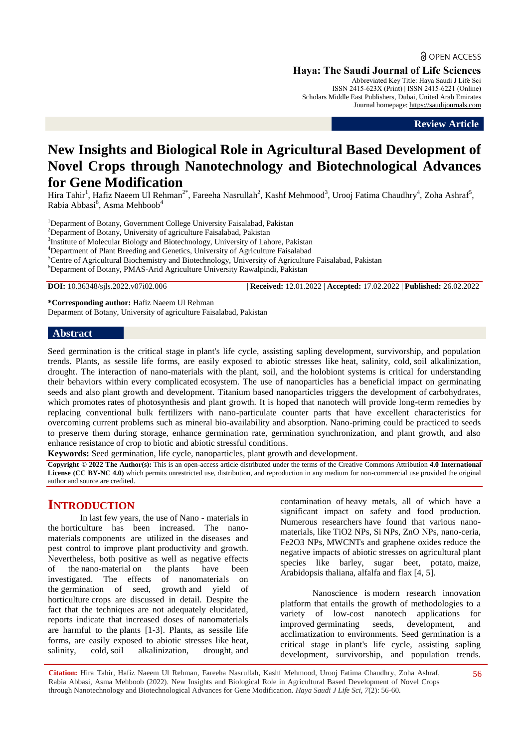OPEN ACCESS

**Haya: The Saudi Journal of Life Sciences**
Abbreviated Key Title: Haya Saudi J Life Sci
ISSN 2415-623X (Print) | ISSN 2415-6221 (Online)
Scholars Middle East Publishers, Dubai, United Arab Emirates
Journal homepage: https://saudijournals.com

**Review Article**

# New Insights and Biological Role in Agricultural Based Development of Novel Crops through Nanotechnology and Biotechnological Advances for Gene Modification

Hira Tahir[1], Hafiz Naeem Ul Rehman[2*], Fareeha Nasrullah[2], Kashf Mehmood[3], Urooj Fatima Chaudhry[4], Zoha Ashraf[5], Rabia Abbasi[6], Asma Mehboob[4]

[1]Deparment of Botany, Government College University Faisalabad, Pakistan
[2]Deparment of Botany, University of agriculture Faisalabad, Pakistan
[3]Institute of Molecular Biology and Biotechnology, University of Lahore, Pakistan
[4]Department of Plant Breeding and Genetics, University of Agriculture Faisalabad
[5]Centre of Agricultural Biochemistry and Biotechnology, University of Agriculture Faisalabad, Pakistan
[6]Deparment of Botany, PMAS-Arid Agriculture University Rawalpindi, Pakistan

**DOI:** 10.36348/sjls.2022.v07i02.006 | **Received:** 12.01.2022 | **Accepted:** 17.02.2022 | **Published:** 26.02.2022

**\*Corresponding author:** Hafiz Naeem Ul Rehman
Deparment of Botany, University of agriculture Faisalabad, Pakistan

## Abstract

Seed germination is the critical stage in plant's life cycle, assisting sapling development, survivorship, and population trends. Plants, as sessile life forms, are easily exposed to abiotic stresses like heat, salinity, cold, soil alkalinization, drought. The interaction of nano-materials with the plant, soil, and the holobiont systems is critical for understanding their behaviors within every complicated ecosystem. The use of nanoparticles has a beneficial impact on germinating seeds and also plant growth and development. Titanium based nanoparticles triggers the development of carbohydrates, which promotes rates of photosynthesis and plant growth. It is hoped that nanotech will provide long-term remedies by replacing conventional bulk fertilizers with nano-particulate counter parts that have excellent characteristics for overcoming current problems such as mineral bio-availability and absorption. Nano-priming could be practiced to seeds to preserve them during storage, enhance germination rate, germination synchronization, and plant growth, and also enhance resistance of crop to biotic and abiotic stressful conditions.

**Keywords:** Seed germination, life cycle, nanoparticles, plant growth and development.

**Copyright © 2022 The Author(s):** This is an open-access article distributed under the terms of the Creative Commons Attribution **4.0 International License (CC BY-NC 4.0)** which permits unrestricted use, distribution, and reproduction in any medium for non-commercial use provided the original author and source are credited.

## INTRODUCTION

In last few years, the use of Nano - materials in the horticulture has been increased. The nano-materials components are utilized in the diseases and pest control to improve plant productivity and growth. Nevertheless, both positive as well as negative effects of the nano-material on the plants have been investigated. The effects of nanomaterials on the germination of seed, growth and yield of horticulture crops are discussed in detail. Despite the fact that the techniques are not adequately elucidated, reports indicate that increased doses of nanomaterials are harmful to the plants [1-3]. Plants, as sessile life forms, are easily exposed to abiotic stresses like heat, salinity, cold, soil alkalinization, drought, and contamination of heavy metals, all of which have a significant impact on safety and food production. Numerous researchers have found that various nano-materials, like $TiO_2$ NPs, Si NPs, ZnO NPs, nano-ceria, $Fe_2O_3$ NPs, MWCNTs and graphene oxides reduce the negative impacts of abiotic stresses on agricultural plant species like barley, sugar beet, potato, maize, Arabidopsis thaliana, alfalfa and flax [4, 5].

Nanoscience is modern research innovation platform that entails the growth of methodologies to a variety of low-cost nanotech applications for improved germinating seeds, development, and acclimatization to environments. Seed germination is a critical stage in plant's life cycle, assisting sapling development, survivorship, and population trends.

**Citation:** Hira Tahir, Hafiz Naeem Ul Rehman, Fareeha Nasrullah, Kashf Mehmood, Urooj Fatima Chaudhry, Zoha Ashraf, Rabia Abbasi, Asma Mehboob (2022). New Insights and Biological Role in Agricultural Based Development of Novel Crops through Nanotechnology and Biotechnological Advances for Gene Modification. *Haya Saudi J Life Sci, 7*(2): 56-60.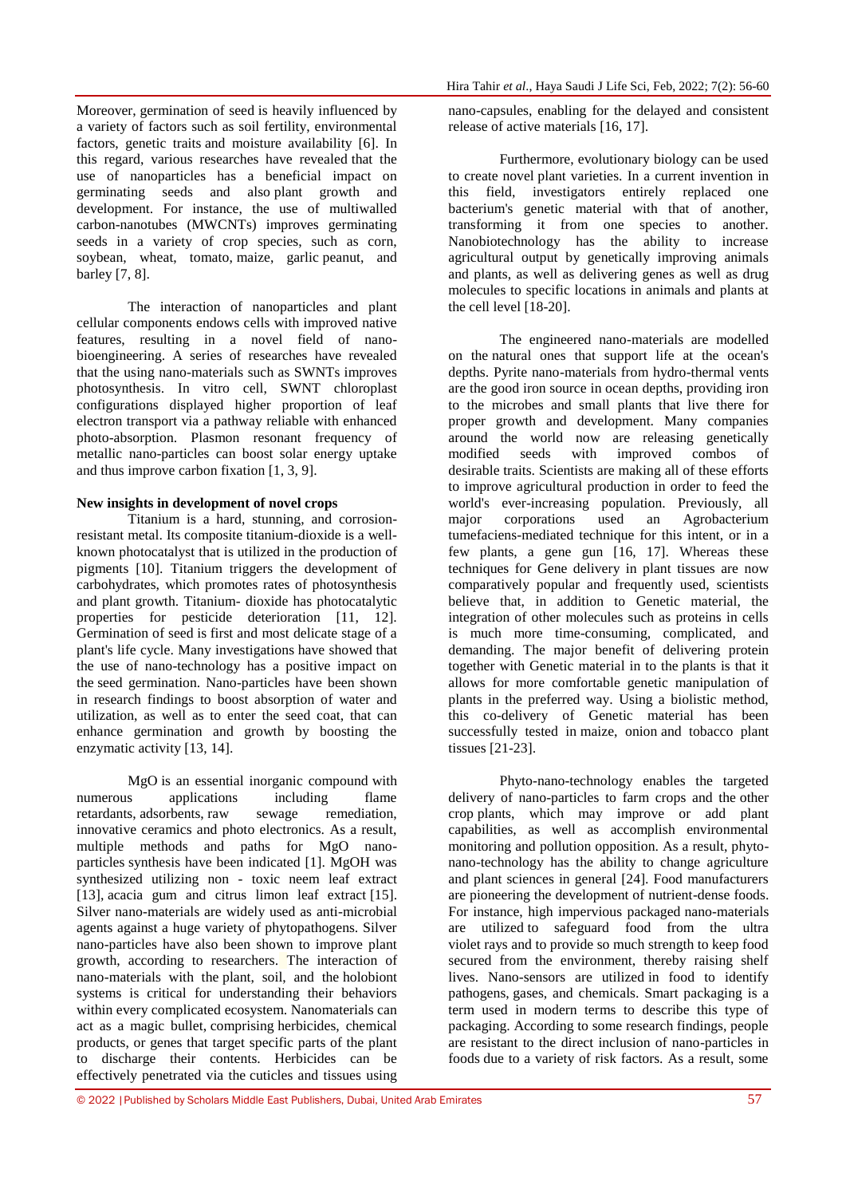Moreover, germination of seed is heavily influenced by a variety of factors such as soil fertility, environmental factors, genetic traits and moisture availability [6]. In this regard, various researches have revealed that the use of nanoparticles has a beneficial impact on germinating seeds and also plant growth and development. For instance, the use of multiwalled carbon-nanotubes (MWCNTs) improves germinating seeds in a variety of crop species, such as corn, soybean, wheat, tomato, maize, garlic peanut, and barley [7, 8].

The interaction of nanoparticles and plant cellular components endows cells with improved native features, resulting in a novel field of nano-bioengineering. A series of researches have revealed that the using nano-materials such as SWNTs improves photosynthesis. In vitro cell, SWNT chloroplast configurations displayed higher proportion of leaf electron transport via a pathway reliable with enhanced photo-absorption. Plasmon resonant frequency of metallic nano-particles can boost solar energy uptake and thus improve carbon fixation [1, 3, 9].

**New insights in development of novel crops**

Titanium is a hard, stunning, and corrosion-resistant metal. Its composite titanium-dioxide is a well-known photocatalyst that is utilized in the production of pigments [10]. Titanium triggers the development of carbohydrates, which promotes rates of photosynthesis and plant growth. Titanium- dioxide has photocatalytic properties for pesticide deterioration [11, 12]. Germination of seed is first and most delicate stage of a plant's life cycle. Many investigations have showed that the use of nano-technology has a positive impact on the seed germination. Nano-particles have been shown in research findings to boost absorption of water and utilization, as well as to enter the seed coat, that can enhance germination and growth by boosting the enzymatic activity [13, 14].

MgO is an essential inorganic compound with numerous applications including flame retardants, adsorbents, raw sewage remediation, innovative ceramics and photo electronics. As a result, multiple methods and paths for MgO nano-particles synthesis have been indicated [1]. MgOH was synthesized utilizing non - toxic neem leaf extract [13], acacia gum and citrus limon leaf extract [15]. Silver nano-materials are widely used as anti-microbial agents against a huge variety of phytopathogens. Silver nano-particles have also been shown to improve plant growth, according to researchers. The interaction of nano-materials with the plant, soil, and the holobiont systems is critical for understanding their behaviors within every complicated ecosystem. Nanomaterials can act as a magic bullet, comprising herbicides, chemical products, or genes that target specific parts of the plant to discharge their contents. Herbicides can be effectively penetrated via the cuticles and tissues using nano-capsules, enabling for the delayed and consistent release of active materials [16, 17].

Furthermore, evolutionary biology can be used to create novel plant varieties. In a current invention in this field, investigators entirely replaced one bacterium's genetic material with that of another, transforming it from one species to another. Nanobiotechnology has the ability to increase agricultural output by genetically improving animals and plants, as well as delivering genes as well as drug molecules to specific locations in animals and plants at the cell level [18-20].

The engineered nano-materials are modelled on the natural ones that support life at the ocean's depths. Pyrite nano-materials from hydro-thermal vents are the good iron source in ocean depths, providing iron to the microbes and small plants that live there for proper growth and development. Many companies around the world now are releasing genetically modified seeds with improved combos of desirable traits. Scientists are making all of these efforts to improve agricultural production in order to feed the world's ever-increasing population. Previously, all major corporations used an Agrobacterium tumefaciens-mediated technique for this intent, or in a few plants, a gene gun [16, 17]. Whereas these techniques for Gene delivery in plant tissues are now comparatively popular and frequently used, scientists believe that, in addition to Genetic material, the integration of other molecules such as proteins in cells is much more time-consuming, complicated, and demanding. The major benefit of delivering protein together with Genetic material in to the plants is that it allows for more comfortable genetic manipulation of plants in the preferred way. Using a biolistic method, this co-delivery of Genetic material has been successfully tested in maize, onion and tobacco plant tissues [21-23].

Phyto-nano-technology enables the targeted delivery of nano-particles to farm crops and the other crop plants, which may improve or add plant capabilities, as well as accomplish environmental monitoring and pollution opposition. As a result, phyto-nano-technology has the ability to change agriculture and plant sciences in general [24]. Food manufacturers are pioneering the development of nutrient-dense foods. For instance, high impervious packaged nano-materials are utilized to safeguard food from the ultra violet rays and to provide so much strength to keep food secured from the environment, thereby raising shelf lives. Nano-sensors are utilized in food to identify pathogens, gases, and chemicals. Smart packaging is a term used in modern terms to describe this type of packaging. According to some research findings, people are resistant to the direct inclusion of nano-particles in foods due to a variety of risk factors. As a result, some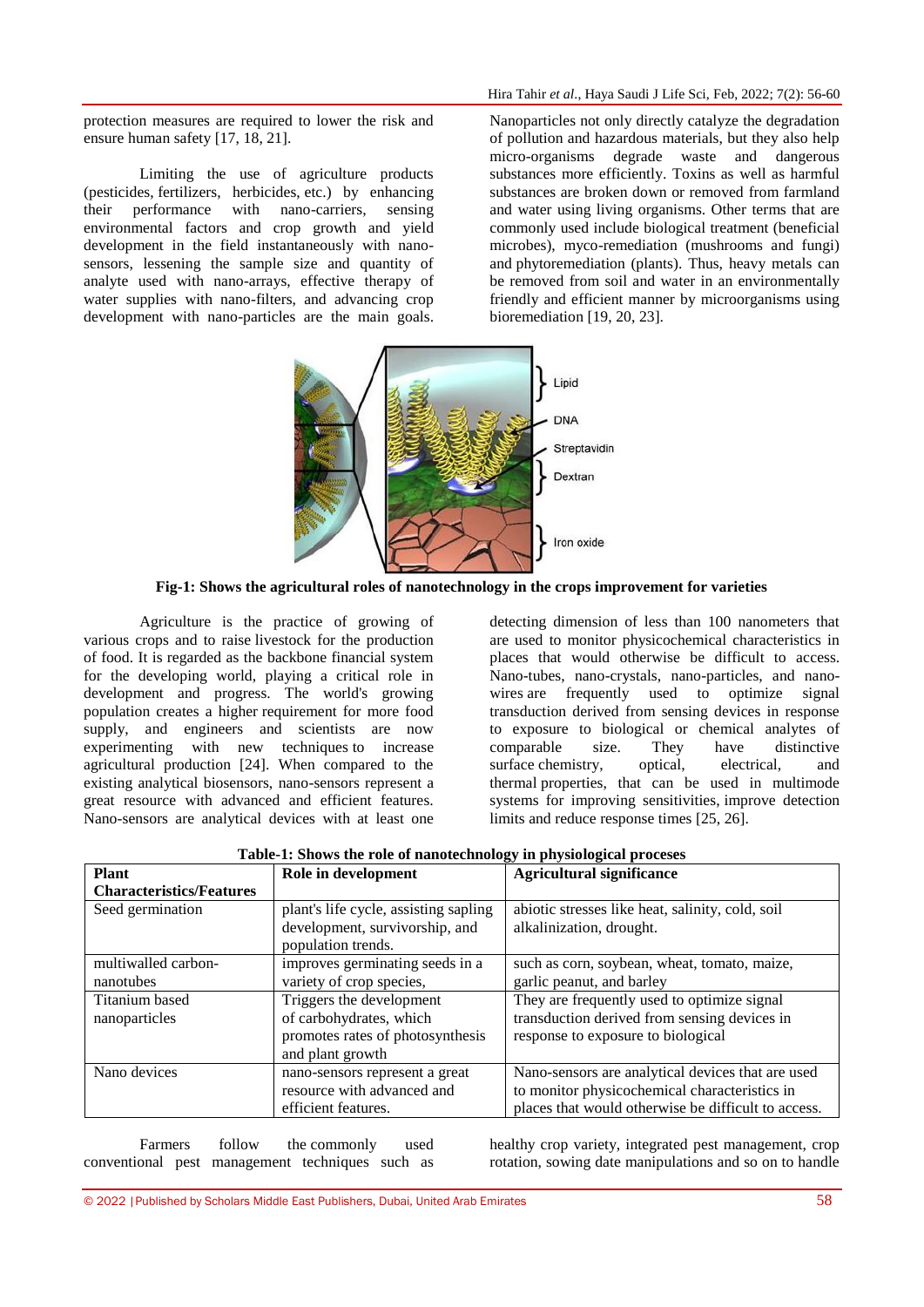protection measures are required to lower the risk and ensure human safety [17, 18, 21].

Limiting the use of agriculture products (pesticides, fertilizers, herbicides, etc.) by enhancing their performance with nano-carriers, sensing environmental factors and crop growth and yield development in the field instantaneously with nano-sensors, lessening the sample size and quantity of analyte used with nano-arrays, effective therapy of water supplies with nano-filters, and advancing crop development with nano-particles are the main goals. Nanoparticles not only directly catalyze the degradation of pollution and hazardous materials, but they also help micro-organisms degrade waste and dangerous substances more efficiently. Toxins as well as harmful substances are broken down or removed from farmland and water using living organisms. Other terms that are commonly used include biological treatment (beneficial microbes), myco-remediation (mushrooms and fungi) and phytoremediation (plants). Thus, heavy metals can be removed from soil and water in an environmentally friendly and efficient manner by microorganisms using bioremediation [19, 20, 23].

**Fig-1: Shows the agricultural roles of nanotechnology in the crops improvement for varieties**

Agriculture is the practice of growing of various crops and to raise livestock for the production of food. It is regarded as the backbone financial system for the developing world, playing a critical role in development and progress. The world's growing population creates a higher requirement for more food supply, and engineers and scientists are now experimenting with new techniques to increase agricultural production [24]. When compared to the existing analytical biosensors, nano-sensors represent a great resource with advanced and efficient features. Nano-sensors are analytical devices with at least one detecting dimension of less than 100 nanometers that are used to monitor physicochemical characteristics in places that would otherwise be difficult to access. Nano-tubes, nano-crystals, nano-particles, and nano-wires are frequently used to optimize signal transduction derived from sensing devices in response to exposure to biological or chemical analytes of comparable size. They have distinctive surface chemistry, optical, electrical, and thermal properties, that can be used in multimode systems for improving sensitivities, improve detection limits and reduce response times [25, 26].

**Table-1: Shows the role of nanotechnology in physiological proceses**

| Plant Characteristics/Features | Role in development | Agricultural significance |
|---|---|---|
| Seed germination | plant's life cycle, assisting sapling development, survivorship, and population trends. | abiotic stresses like heat, salinity, cold, soil alkalinization, drought. |
| multiwalled carbon-nanotubes | improves germinating seeds in a variety of crop species, | such as corn, soybean, wheat, tomato, maize, garlic peanut, and barley |
| Titanium based nanoparticles | Triggers the development of carbohydrates, which promotes rates of photosynthesis and plant growth | They are frequently used to optimize signal transduction derived from sensing devices in response to exposure to biological |
| Nano devices | nano-sensors represent a great resource with advanced and efficient features. | Nano-sensors are analytical devices that are used to monitor physicochemical characteristics in places that would otherwise be difficult to access. |

Farmers follow the commonly used conventional pest management techniques such as healthy crop variety, integrated pest management, crop rotation, sowing date manipulations and so on to handle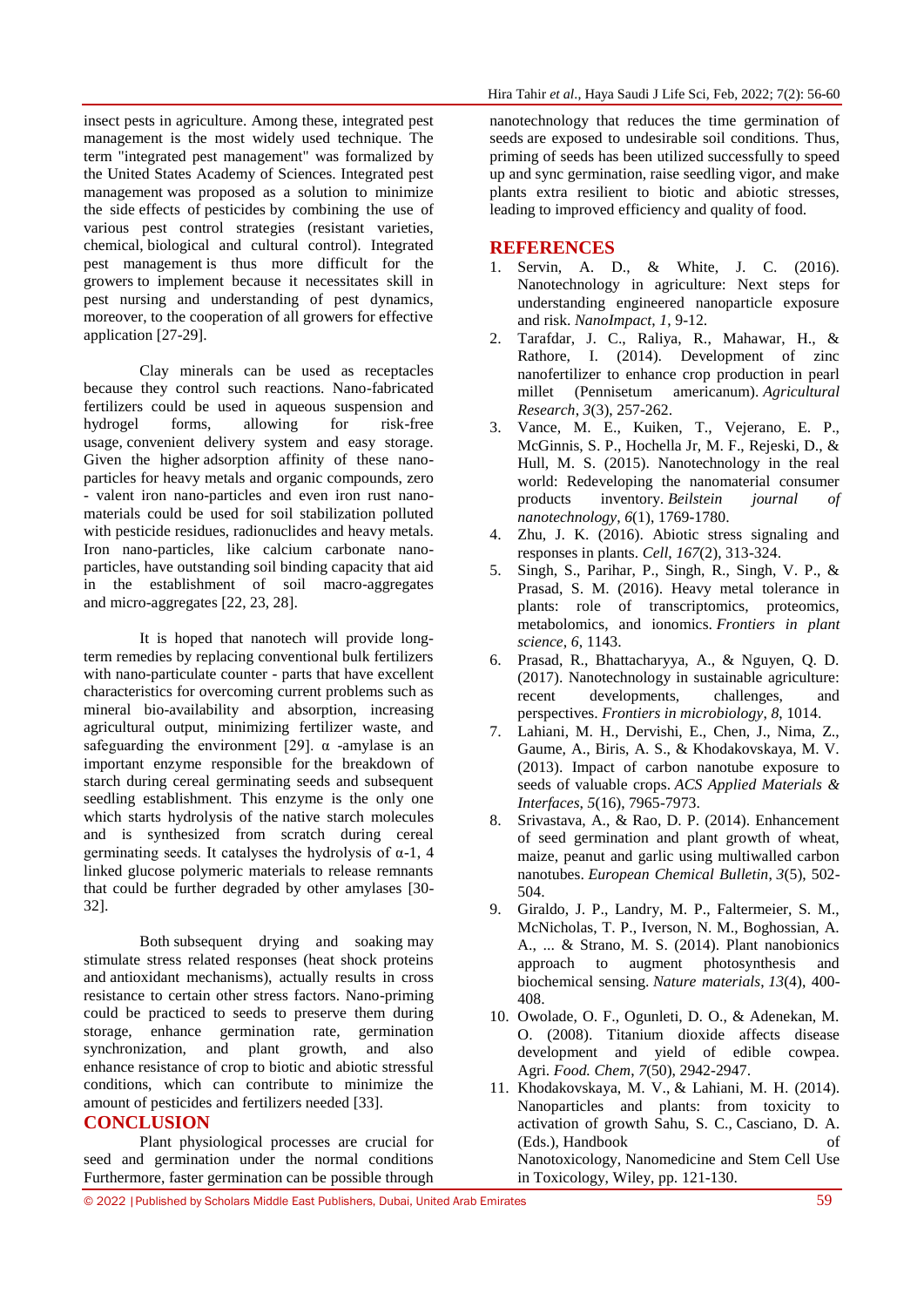insect pests in agriculture. Among these, integrated pest management is the most widely used technique. The term "integrated pest management" was formalized by the United States Academy of Sciences. Integrated pest management was proposed as a solution to minimize the side effects of pesticides by combining the use of various pest control strategies (resistant varieties, chemical, biological and cultural control). Integrated pest management is thus more difficult for the growers to implement because it necessitates skill in pest nursing and understanding of pest dynamics, moreover, to the cooperation of all growers for effective application [27-29].

Clay minerals can be used as receptacles because they control such reactions. Nano-fabricated fertilizers could be used in aqueous suspension and hydrogel forms, allowing for risk-free usage, convenient delivery system and easy storage. Given the higher adsorption affinity of these nano-particles for heavy metals and organic compounds, zero - valent iron nano-particles and even iron rust nano-materials could be used for soil stabilization polluted with pesticide residues, radionuclides and heavy metals. Iron nano-particles, like calcium carbonate nano-particles, have outstanding soil binding capacity that aid in the establishment of soil macro-aggregates and micro-aggregates [22, 23, 28].

It is hoped that nanotech will provide long-term remedies by replacing conventional bulk fertilizers with nano-particulate counter - parts that have excellent characteristics for overcoming current problems such as mineral bio-availability and absorption, increasing agricultural output, minimizing fertilizer waste, and safeguarding the environment [29]. $\alpha$ -amylase is an important enzyme responsible for the breakdown of starch during cereal germinating seeds and subsequent seedling establishment. This enzyme is the only one which starts hydrolysis of the native starch molecules and is synthesized from scratch during cereal germinating seeds. It catalyses the hydrolysis of $\alpha$-1, 4 linked glucose polymeric materials to release remnants that could be further degraded by other amylases [30-32].

Both subsequent drying and soaking may stimulate stress related responses (heat shock proteins and antioxidant mechanisms), actually results in cross resistance to certain other stress factors. Nano-priming could be practiced to seeds to preserve them during storage, enhance germination rate, germination synchronization, and plant growth, and also enhance resistance of crop to biotic and abiotic stressful conditions, which can contribute to minimize the amount of pesticides and fertilizers needed [33].

## CONCLUSION

Plant physiological processes are crucial for seed and germination under the normal conditions Furthermore, faster germination can be possible through nanotechnology that reduces the time germination of seeds are exposed to undesirable soil conditions. Thus, priming of seeds has been utilized successfully to speed up and sync germination, raise seedling vigor, and make plants extra resilient to biotic and abiotic stresses, leading to improved efficiency and quality of food.

## REFERENCES

1. Servin, A. D., & White, J. C. (2016). Nanotechnology in agriculture: Next steps for understanding engineered nanoparticle exposure and risk. *NanoImpact*, *1*, 9-12.
2. Tarafdar, J. C., Raliya, R., Mahawar, H., & Rathore, I. (2014). Development of zinc nanofertilizer to enhance crop production in pearl millet (Pennisetum americanum). *Agricultural Research*, *3*(3), 257-262.
3. Vance, M. E., Kuiken, T., Vejerano, E. P., McGinnis, S. P., Hochella Jr, M. F., Rejeski, D., & Hull, M. S. (2015). Nanotechnology in the real world: Redeveloping the nanomaterial consumer products inventory. *Beilstein journal of nanotechnology*, *6*(1), 1769-1780.
4. Zhu, J. K. (2016). Abiotic stress signaling and responses in plants. *Cell*, *167*(2), 313-324.
5. Singh, S., Parihar, P., Singh, R., Singh, V. P., & Prasad, S. M. (2016). Heavy metal tolerance in plants: role of transcriptomics, proteomics, metabolomics, and ionomics. *Frontiers in plant science*, *6*, 1143.
6. Prasad, R., Bhattacharyya, A., & Nguyen, Q. D. (2017). Nanotechnology in sustainable agriculture: recent developments, challenges, and perspectives. *Frontiers in microbiology*, *8*, 1014.
7. Lahiani, M. H., Dervishi, E., Chen, J., Nima, Z., Gaume, A., Biris, A. S., & Khodakovskaya, M. V. (2013). Impact of carbon nanotube exposure to seeds of valuable crops. *ACS Applied Materials & Interfaces*, *5*(16), 7965-7973.
8. Srivastava, A., & Rao, D. P. (2014). Enhancement of seed germination and plant growth of wheat, maize, peanut and garlic using multiwalled carbon nanotubes. *European Chemical Bulletin*, *3*(5), 502-504.
9. Giraldo, J. P., Landry, M. P., Faltermeier, S. M., McNicholas, T. P., Iverson, N. M., Boghossian, A. A., ... & Strano, M. S. (2014). Plant nanobionics approach to augment photosynthesis and biochemical sensing. *Nature materials*, *13*(4), 400-408.
10. Owolade, O. F., Ogunleti, D. O., & Adenekan, M. O. (2008). Titanium dioxide affects disease development and yield of edible cowpea. Agri. *Food. Chem*, *7*(50), 2942-2947.
11. Khodakovskaya, M. V., & Lahiani, M. H. (2014). Nanoparticles and plants: from toxicity to activation of growth Sahu, S. C., Casciano, D. A. (Eds.), Handbook of Nanotoxicology, Nanomedicine and Stem Cell Use in Toxicology, Wiley, pp. 121-130.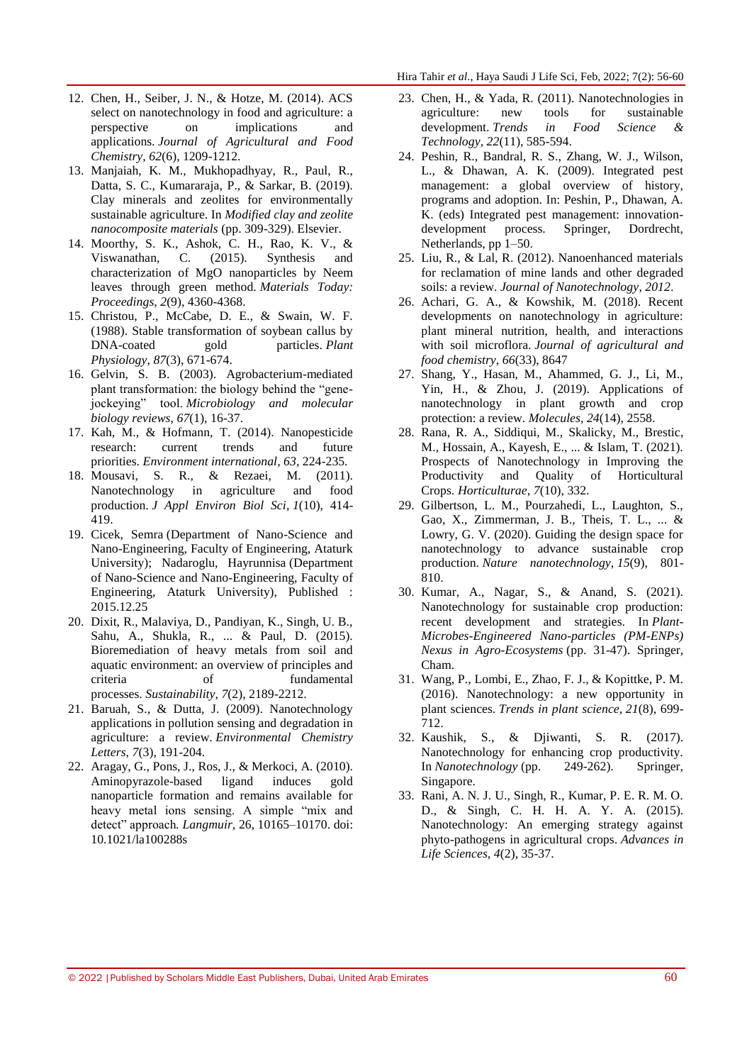12. Chen, H., Seiber, J. N., & Hotze, M. (2014). ACS select on nanotechnology in food and agriculture: a perspective on implications and applications. *Journal of Agricultural and Food Chemistry*, *62*(6), 1209-1212.
13. Manjaiah, K. M., Mukhopadhyay, R., Paul, R., Datta, S. C., Kumararaja, P., & Sarkar, B. (2019). Clay minerals and zeolites for environmentally sustainable agriculture. In *Modified clay and zeolite nanocomposite materials* (pp. 309-329). Elsevier.
14. Moorthy, S. K., Ashok, C. H., Rao, K. V., & Viswanathan, C. (2015). Synthesis and characterization of MgO nanoparticles by Neem leaves through green method. *Materials Today: Proceedings*, *2*(9), 4360-4368.
15. Christou, P., McCabe, D. E., & Swain, W. F. (1988). Stable transformation of soybean callus by DNA-coated gold particles. *Plant Physiology*, *87*(3), 671-674.
16. Gelvin, S. B. (2003). Agrobacterium-mediated plant transformation: the biology behind the "gene-jockeying" tool. *Microbiology and molecular biology reviews*, *67*(1), 16-37.
17. Kah, M., & Hofmann, T. (2014). Nanopesticide research: current trends and future priorities. *Environment international*, *63*, 224-235.
18. Mousavi, S. R., & Rezaei, M. (2011). Nanotechnology in agriculture and food production. *J Appl Environ Biol Sci*, *1*(10), 414-419.
19. Cicek, Semra (Department of Nano-Science and Nano-Engineering, Faculty of Engineering, Ataturk University); Nadaroglu, Hayrunnisa (Department of Nano-Science and Nano-Engineering, Faculty of Engineering, Ataturk University), Published : 2015.12.25
20. Dixit, R., Malaviya, D., Pandiyan, K., Singh, U. B., Sahu, A., Shukla, R., ... & Paul, D. (2015). Bioremediation of heavy metals from soil and aquatic environment: an overview of principles and criteria of fundamental processes. *Sustainability*, *7*(2), 2189-2212.
21. Baruah, S., & Dutta, J. (2009). Nanotechnology applications in pollution sensing and degradation in agriculture: a review. *Environmental Chemistry Letters*, *7*(3), 191-204.
22. Aragay, G., Pons, J., Ros, J., & Merkoci, A. (2010). Aminopyrazole-based ligand induces gold nanoparticle formation and remains available for heavy metal ions sensing. A simple "mix and detect" approach. *Langmuir*, 26, 10165–10170. doi: 10.1021/la100288s
23. Chen, H., & Yada, R. (2011). Nanotechnologies in agriculture: new tools for sustainable development. *Trends in Food Science & Technology*, *22*(11), 585-594.
24. Peshin, R., Bandral, R. S., Zhang, W. J., Wilson, L., & Dhawan, A. K. (2009). Integrated pest management: a global overview of history, programs and adoption. In: Peshin, P., Dhawan, A. K. (eds) Integrated pest management: innovation-development process. Springer, Dordrecht, Netherlands, pp 1–50.
25. Liu, R., & Lal, R. (2012). Nanoenhanced materials for reclamation of mine lands and other degraded soils: a review. *Journal of Nanotechnology*, *2012*.
26. Achari, G. A., & Kowshik, M. (2018). Recent developments on nanotechnology in agriculture: plant mineral nutrition, health, and interactions with soil microflora. *Journal of agricultural and food chemistry*, *66*(33), 8647
27. Shang, Y., Hasan, M., Ahammed, G. J., Li, M., Yin, H., & Zhou, J. (2019). Applications of nanotechnology in plant growth and crop protection: a review. *Molecules*, *24*(14), 2558.
28. Rana, R. A., Siddiqui, M., Skalicky, M., Brestic, M., Hossain, A., Kayesh, E., ... & Islam, T. (2021). Prospects of Nanotechnology in Improving the Productivity and Quality of Horticultural Crops. *Horticulturae*, *7*(10), 332.
29. Gilbertson, L. M., Pourzahedi, L., Laughton, S., Gao, X., Zimmerman, J. B., Theis, T. L., ... & Lowry, G. V. (2020). Guiding the design space for nanotechnology to advance sustainable crop production. *Nature nanotechnology*, *15*(9), 801-810.
30. Kumar, A., Nagar, S., & Anand, S. (2021). Nanotechnology for sustainable crop production: recent development and strategies. In *Plant-Microbes-Engineered Nano-particles (PM-ENPs) Nexus in Agro-Ecosystems* (pp. 31-47). Springer, Cham.
31. Wang, P., Lombi, E., Zhao, F. J., & Kopittke, P. M. (2016). Nanotechnology: a new opportunity in plant sciences. *Trends in plant science*, *21*(8), 699-712.
32. Kaushik, S., & Djiwanti, S. R. (2017). Nanotechnology for enhancing crop productivity. In *Nanotechnology* (pp. 249-262). Springer, Singapore.
33. Rani, A. N. J. U., Singh, R., Kumar, P. E. R. M. O. D., & Singh, C. H. H. A. Y. A. (2015). Nanotechnology: An emerging strategy against phyto-pathogens in agricultural crops. *Advances in Life Sciences*, *4*(2), 35-37.